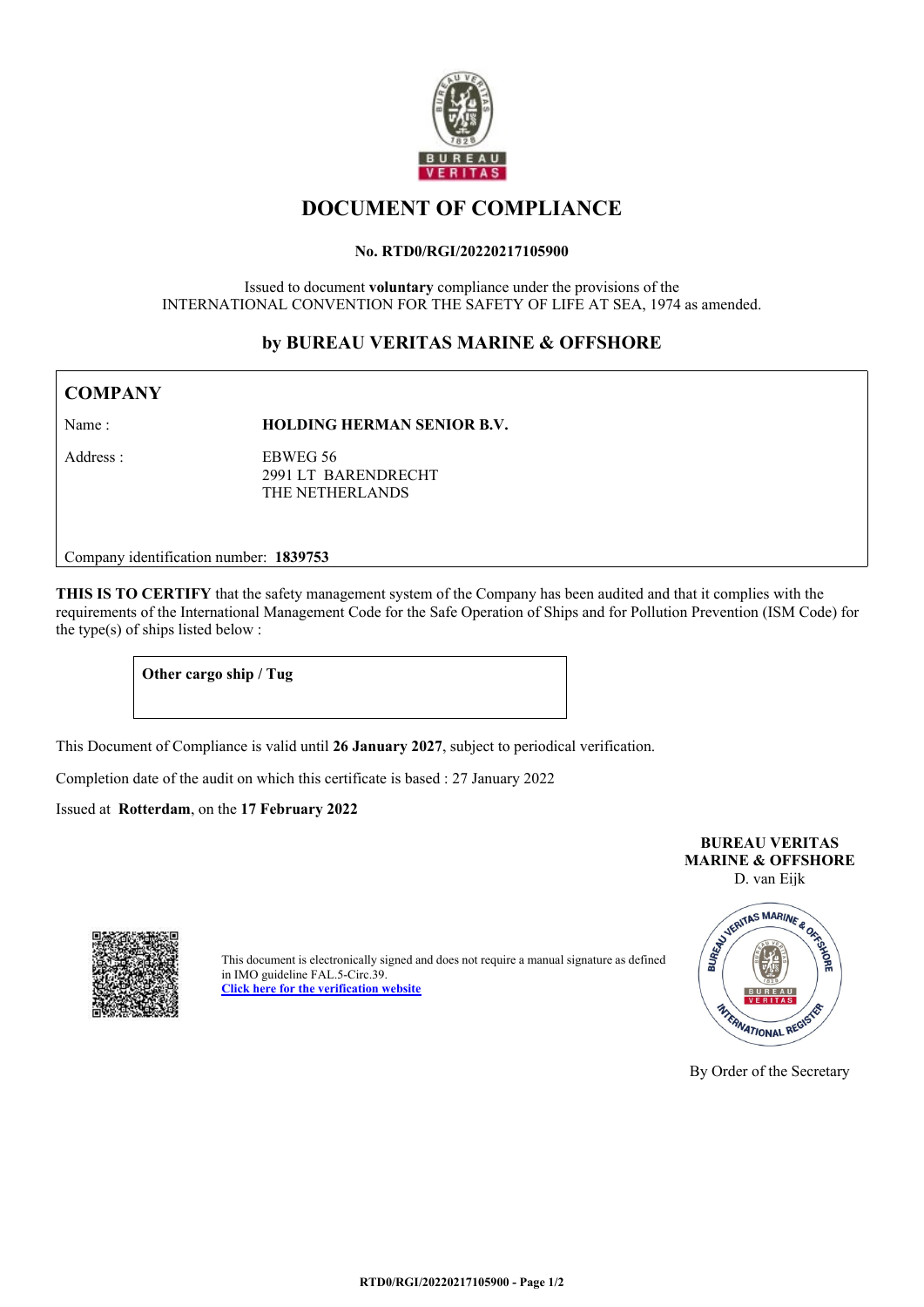# DOCUMENT OF COMPLIANCE

**No. RTD0/RGI/20220217105900**

Issued to document **voluntary** compliance under the provisions of the
INTERNATIONAL CONVENTION FOR THE SAFETY OF LIFE AT SEA, 1974 as amended.

## by BUREAU VERITAS MARINE & OFFSHORE

### COMPANY

Name : **HOLDING HERMAN SENIOR B.V.**

Address : EBWEG 56
2991 LT BARENDRECHT
THE NETHERLANDS

Company identification number: **1839753**

**THIS IS TO CERTIFY** that the safety management system of the Company has been audited and that it complies with the requirements of the International Management Code for the Safe Operation of Ships and for Pollution Prevention (ISM Code) for the type(s) of ships listed below :

**Other cargo ship / Tug**

This Document of Compliance is valid until **26 January 2027**, subject to periodical verification.

Completion date of the audit on which this certificate is based : 27 January 2022

Issued at **Rotterdam**, on the **17 February 2022**

**BUREAU VERITAS
MARINE & OFFSHORE**
D. van Eijk

This document is electronically signed and does not require a manual signature as defined in IMO guideline FAL.5-Circ.39.
[Click here for the verification website]

By Order of the Secretary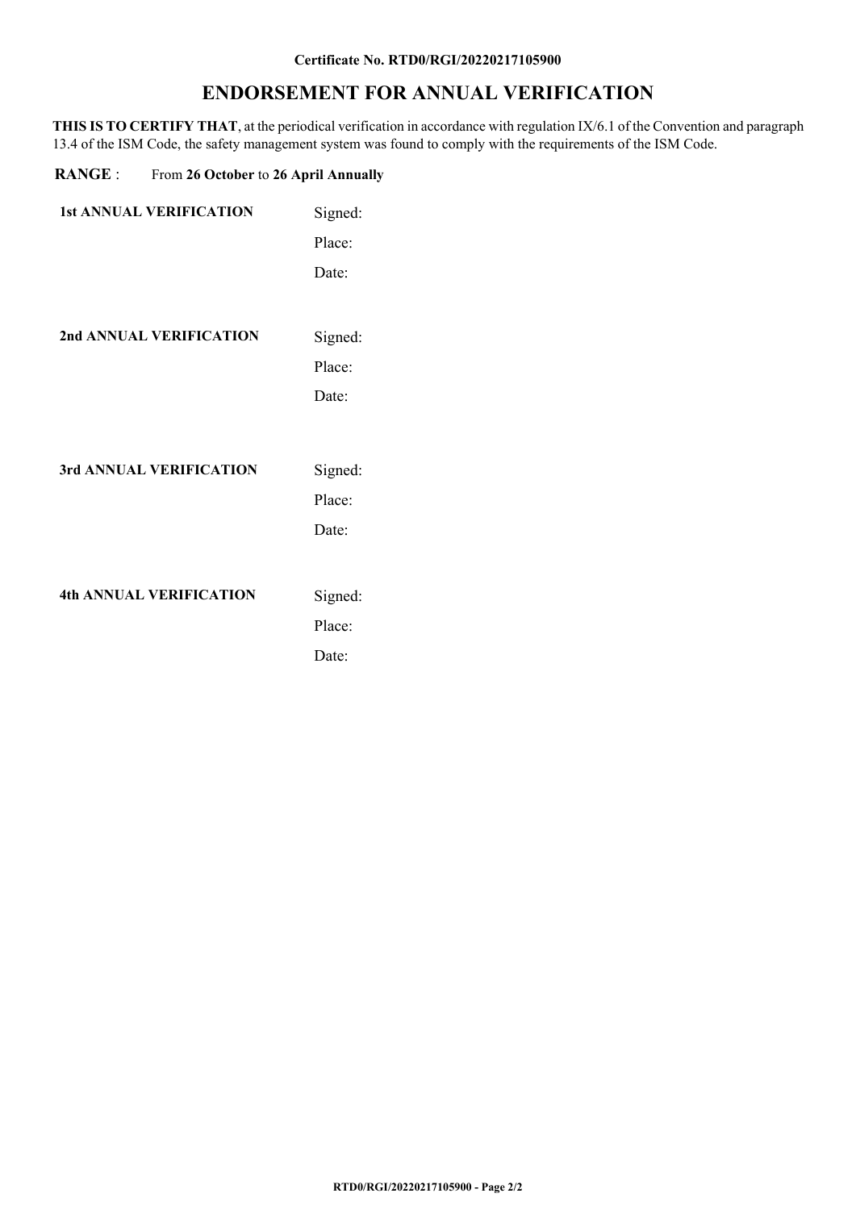**Certificate No. RTD0/RGI/20220217105900**

# ENDORSEMENT FOR ANNUAL VERIFICATION

**THIS IS TO CERTIFY THAT**, at the periodical verification in accordance with regulation IX/6.1 of the Convention and paragraph 13.4 of the ISM Code, the safety management system was found to comply with the requirements of the ISM Code.

**RANGE** : From **26 October** to **26 April Annually**

**1st ANNUAL VERIFICATION**

Signed:

Place:

Date:

**2nd ANNUAL VERIFICATION**

Signed:

Place:

Date:

**3rd ANNUAL VERIFICATION**

Signed:

Place:

Date:

**4th ANNUAL VERIFICATION**

Signed:

Place:

Date: